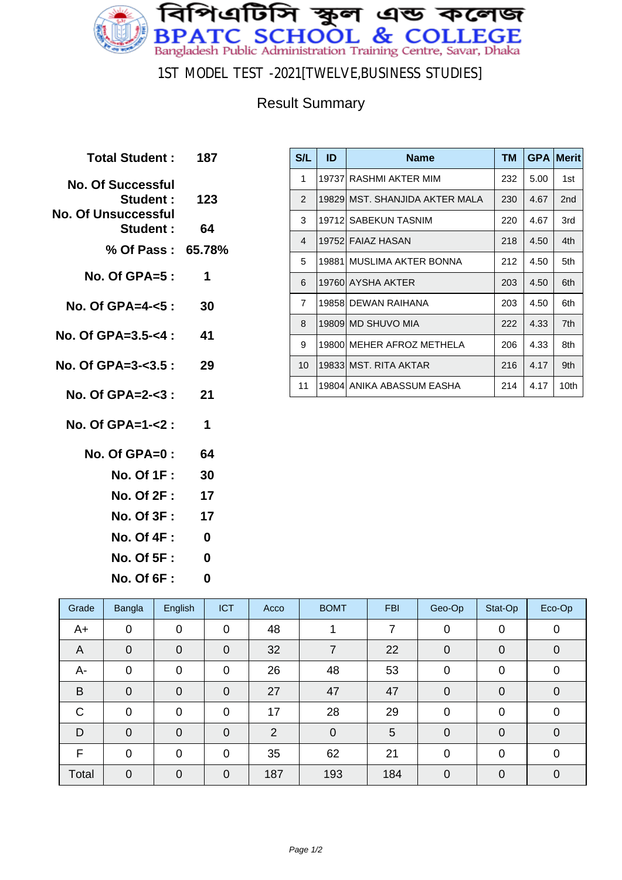# বিপিএটিসি স্কুল এন্ড কলেজ

# BPATC SCHOOL & COLLEGE

Bangladesh Public Administration Training Centre, Savar, Dhaka

## 1ST MODEL TEST -2021[TWELVE,BUSINESS STUDIES]

### Result Summary

| | |
|---|---|
| **Total Student :** | **187** |
| **No. Of Successful Student :** | **123** |
| **No. Of Unsuccessful Student :** | **64** |
| **% Of Pass :** | **65.78%** |
| **No. Of GPA=5 :** | **1** |
| **No. Of GPA=4-<5 :** | **30** |
| **No. Of GPA=3.5-<4 :** | **41** |
| **No. Of GPA=3-<3.5 :** | **29** |
| **No. Of GPA=2-<3 :** | **21** |
| **No. Of GPA=1-<2 :** | **1** |
| **No. Of GPA=0 :** | **64** |
| **No. Of 1F :** | **30** |
| **No. Of 2F :** | **17** |
| **No. Of 3F :** | **17** |
| **No. Of 4F :** | **0** |
| **No. Of 5F :** | **0** |
| **No. Of 6F :** | **0** |

| S/L | ID | Name | TM | GPA | Merit |
|---|---|---|---|---|---|
| 1 | 19737 | RASHMI AKTER MIM | 232 | 5.00 | 1st |
| 2 | 19829 | MST. SHANJIDA AKTER MALA | 230 | 4.67 | 2nd |
| 3 | 19712 | SABEKUN TASNIM | 220 | 4.67 | 3rd |
| 4 | 19752 | FAIAZ HASAN | 218 | 4.50 | 4th |
| 5 | 19881 | MUSLIMA AKTER BONNA | 212 | 4.50 | 5th |
| 6 | 19760 | AYSHA AKTER | 203 | 4.50 | 6th |
| 7 | 19858 | DEWAN RAIHANA | 203 | 4.50 | 6th |
| 8 | 19809 | MD SHUVO MIA | 222 | 4.33 | 7th |
| 9 | 19800 | MEHER AFROZ METHELA | 206 | 4.33 | 8th |
| 10 | 19833 | MST. RITA AKTAR | 216 | 4.17 | 9th |
| 11 | 19804 | ANIKA ABASSUM EASHA | 214 | 4.17 | 10th |

| Grade | Bangla | English | ICT | Acco | BOMT | FBI | Geo-Op | Stat-Op | Eco-Op |
|---|---|---|---|---|---|---|---|---|---|
| A+ | 0 | 0 | 0 | 48 | 1 | 7 | 0 | 0 | 0 |
| A | 0 | 0 | 0 | 32 | 7 | 22 | 0 | 0 | 0 |
| A- | 0 | 0 | 0 | 26 | 48 | 53 | 0 | 0 | 0 |
| B | 0 | 0 | 0 | 27 | 47 | 47 | 0 | 0 | 0 |
| C | 0 | 0 | 0 | 17 | 28 | 29 | 0 | 0 | 0 |
| D | 0 | 0 | 0 | 2 | 0 | 5 | 0 | 0 | 0 |
| F | 0 | 0 | 0 | 35 | 62 | 21 | 0 | 0 | 0 |
| Total | 0 | 0 | 0 | 187 | 193 | 184 | 0 | 0 | 0 |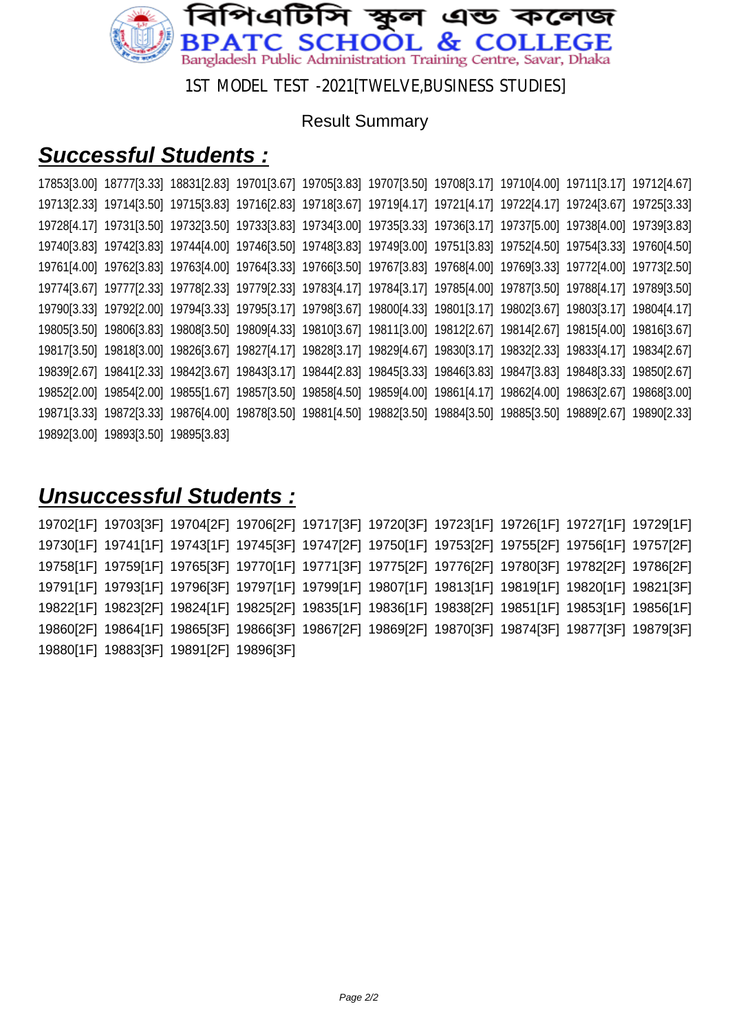বিপিএটিসি স্কুল এন্ড কলেজ

BPATC SCHOOL & COLLEGE

Bangladesh Public Administration Training Centre, Savar, Dhaka

1ST MODEL TEST -2021[TWELVE,BUSINESS STUDIES]

Result Summary

## ***Successful Students :***

17853[3.00] 18777[3.33] 18831[2.83] 19701[3.67] 19705[3.83] 19707[3.50] 19708[3.17] 19710[4.00] 19711[3.17] 19712[4.67] 19713[2.33] 19714[3.50] 19715[3.83] 19716[2.83] 19718[3.67] 19719[4.17] 19721[4.17] 19722[4.17] 19724[3.67] 19725[3.33] 19728[4.17] 19731[3.50] 19732[3.50] 19733[3.83] 19734[3.00] 19735[3.33] 19736[3.17] 19737[5.00] 19738[4.00] 19739[3.83] 19740[3.83] 19742[3.83] 19744[4.00] 19746[3.50] 19748[3.83] 19749[3.00] 19751[3.83] 19752[4.50] 19754[3.33] 19760[4.50] 19761[4.00] 19762[3.83] 19763[4.00] 19764[3.33] 19766[3.50] 19767[3.83] 19768[4.00] 19769[3.33] 19772[4.00] 19773[2.50] 19774[3.67] 19777[2.33] 19778[2.33] 19779[2.33] 19783[4.17] 19784[3.17] 19785[4.00] 19787[3.50] 19788[4.17] 19789[3.50] 19790[3.33] 19792[2.00] 19794[3.33] 19795[3.17] 19798[3.67] 19800[4.33] 19801[3.17] 19802[3.67] 19803[3.17] 19804[4.17] 19805[3.50] 19806[3.83] 19808[3.50] 19809[4.33] 19810[3.67] 19811[3.00] 19812[2.67] 19814[2.67] 19815[4.00] 19816[3.67] 19817[3.50] 19818[3.00] 19826[3.67] 19827[4.17] 19828[3.17] 19829[4.67] 19830[3.17] 19832[2.33] 19833[4.17] 19834[2.67] 19839[2.67] 19841[2.33] 19842[3.67] 19843[3.17] 19844[2.83] 19845[3.33] 19846[3.83] 19847[3.83] 19848[3.33] 19850[2.67] 19852[2.00] 19854[2.00] 19855[1.67] 19857[3.50] 19858[4.50] 19859[4.00] 19861[4.17] 19862[4.00] 19863[2.67] 19868[3.00] 19871[3.33] 19872[3.33] 19876[4.00] 19878[3.50] 19881[4.50] 19882[3.50] 19884[3.50] 19885[3.50] 19889[2.67] 19890[2.33] 19892[3.00] 19893[3.50] 19895[3.83]

## ***Unsuccessful Students :***

19702[1F] 19703[3F] 19704[2F] 19706[2F] 19717[3F] 19720[3F] 19723[1F] 19726[1F] 19727[1F] 19729[1F] 19730[1F] 19741[1F] 19743[1F] 19745[3F] 19747[2F] 19750[1F] 19753[2F] 19755[2F] 19756[1F] 19757[2F] 19758[1F] 19759[1F] 19765[3F] 19770[1F] 19771[3F] 19775[2F] 19776[2F] 19780[3F] 19782[2F] 19786[2F] 19791[1F] 19793[1F] 19796[3F] 19797[1F] 19799[1F] 19807[1F] 19813[1F] 19819[1F] 19820[1F] 19821[3F] 19822[1F] 19823[2F] 19824[1F] 19825[2F] 19835[1F] 19836[1F] 19838[2F] 19851[1F] 19853[1F] 19856[1F] 19860[2F] 19864[1F] 19865[3F] 19866[3F] 19867[2F] 19869[2F] 19870[3F] 19874[3F] 19877[3F] 19879[3F] 19880[1F] 19883[3F] 19891[2F] 19896[3F]